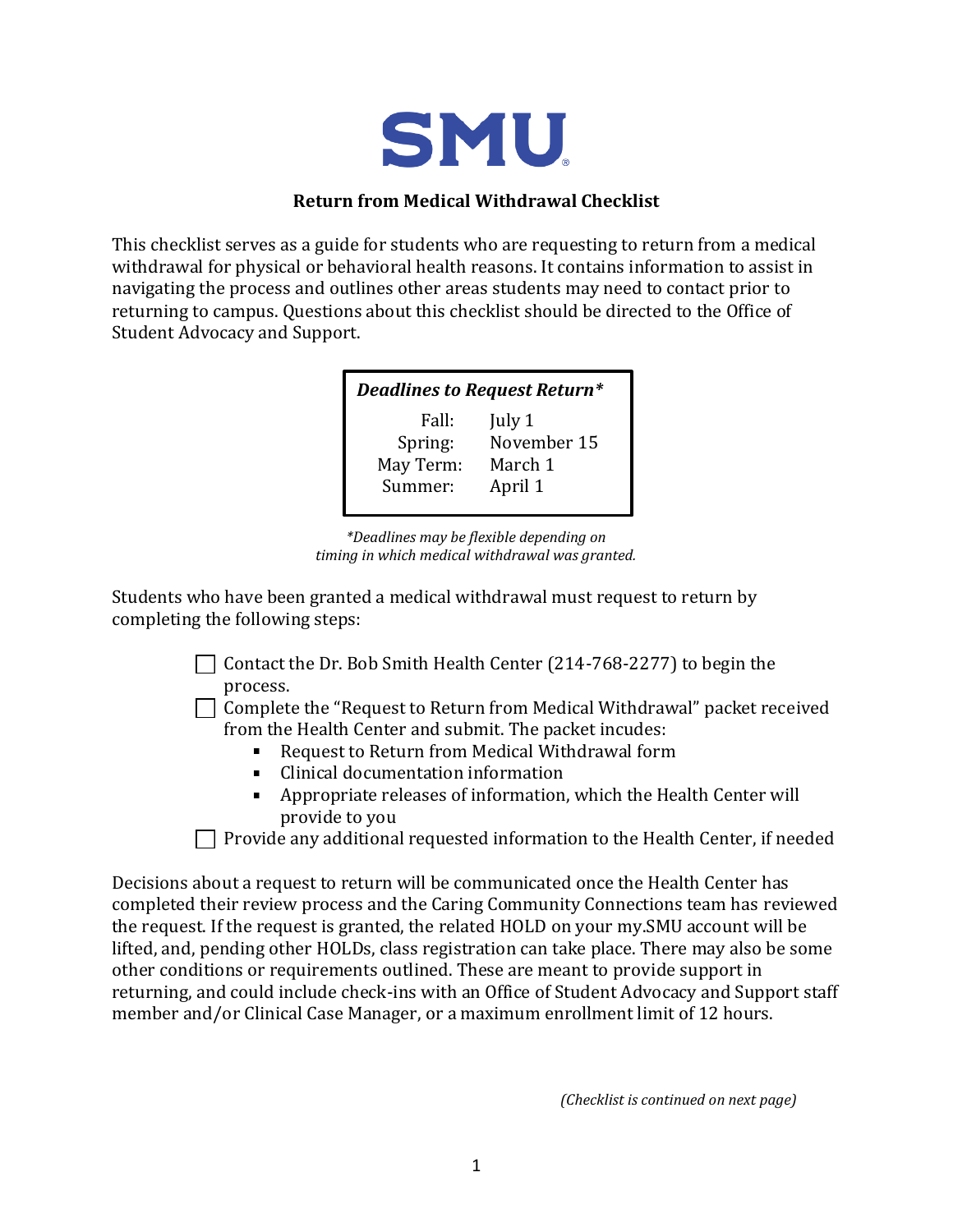# SMU

## Return from Medical Withdrawal Checklist

This checklist serves as a guide for students who are requesting to return from a medical withdrawal for physical or behavioral health reasons. It contains information to assist in navigating the process and outlines other areas students may need to contact prior to returning to campus. Questions about this checklist should be directed to the Office of Student Advocacy and Support.

| ***Deadlines to Request Return**** | |
|---|---|
| Fall: | July 1 |
| Spring: | November 15 |
| May Term: | March 1 |
| Summer: | April 1 |

*\*Deadlines may be flexible depending on timing in which medical withdrawal was granted.*

Students who have been granted a medical withdrawal must request to return by completing the following steps:

- [ ] Contact the Dr. Bob Smith Health Center (214-768-2277) to begin the process.
- [ ] Complete the "Request to Return from Medical Withdrawal" packet received from the Health Center and submit. The packet incudes:
    - Request to Return from Medical Withdrawal form
    - Clinical documentation information
    - Appropriate releases of information, which the Health Center will provide to you
- [ ] Provide any additional requested information to the Health Center, if needed

Decisions about a request to return will be communicated once the Health Center has completed their review process and the Caring Community Connections team has reviewed the request. If the request is granted, the related HOLD on your my.SMU account will be lifted, and, pending other HOLDs, class registration can take place. There may also be some other conditions or requirements outlined. These are meant to provide support in returning, and could include check-ins with an Office of Student Advocacy and Support staff member and/or Clinical Case Manager, or a maximum enrollment limit of 12 hours.

*(Checklist is continued on next page)*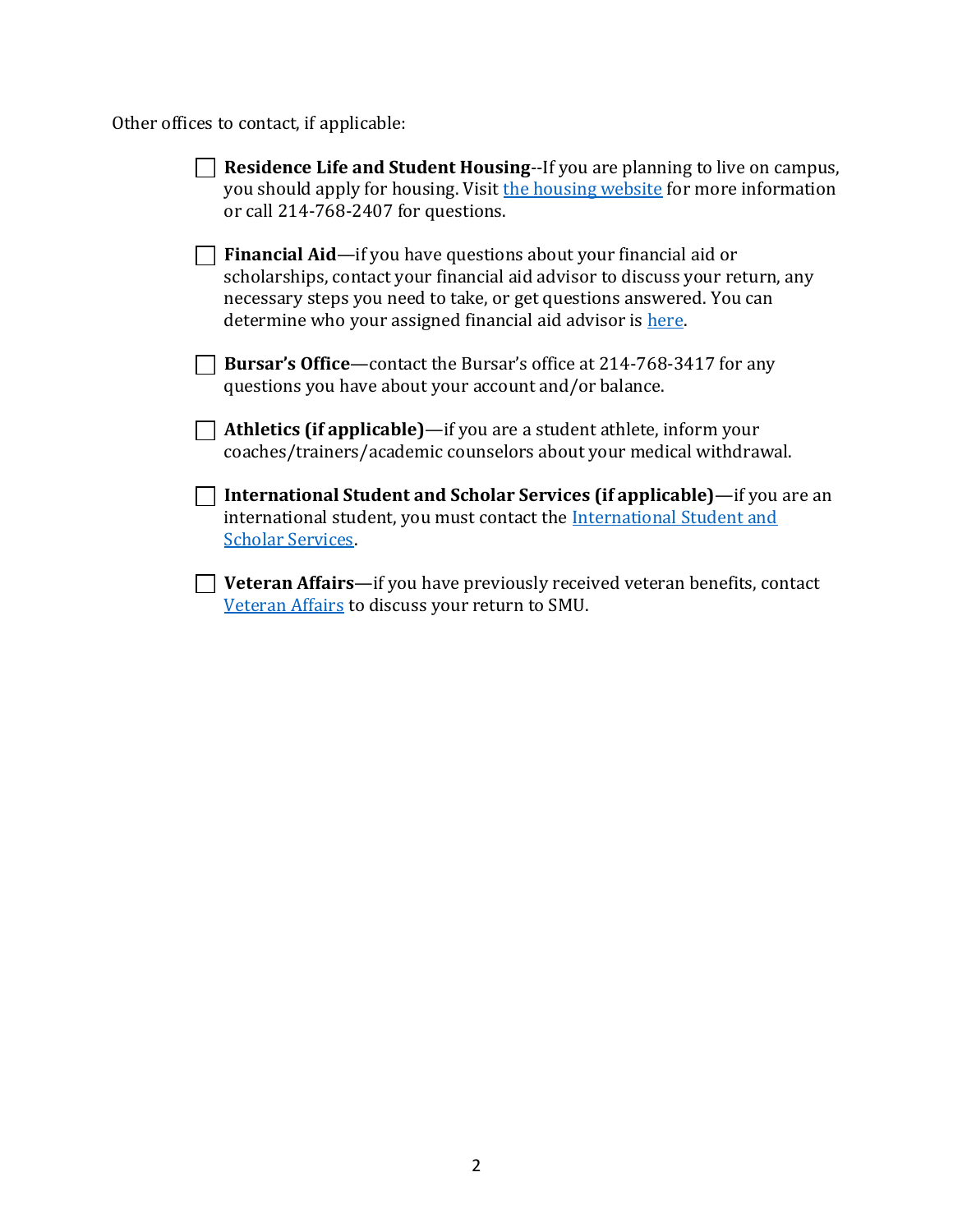Other offices to contact, if applicable:

- [ ] **Residence Life and Student Housing**--If you are planning to live on campus, you should apply for housing. Visit the housing website for more information or call 214-768-2407 for questions.

- [ ] **Financial Aid**—if you have questions about your financial aid or scholarships, contact your financial aid advisor to discuss your return, any necessary steps you need to take, or get questions answered. You can determine who your assigned financial aid advisor is here.

- [ ] **Bursar's Office**—contact the Bursar's office at 214-768-3417 for any questions you have about your account and/or balance.

- [ ] **Athletics (if applicable)**—if you are a student athlete, inform your coaches/trainers/academic counselors about your medical withdrawal.

- [ ] **International Student and Scholar Services (if applicable)**—if you are an international student, you must contact the International Student and Scholar Services.

- [ ] **Veteran Affairs**—if you have previously received veteran benefits, contact Veteran Affairs to discuss your return to SMU.